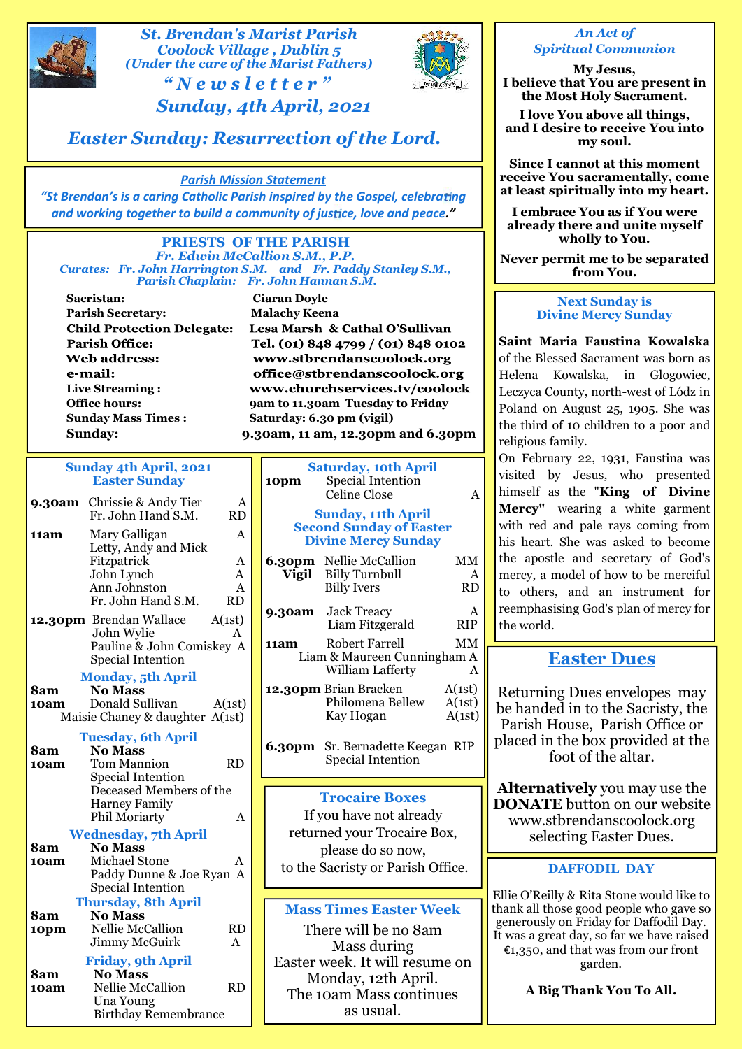# St. Brendan's Marist Parish

**Coolock Village , Dublin 5**
*(Under the care of the Marist Fathers)*

## "Newsletter"

## Sunday, 4th April, 2021

## Easter Sunday: Resurrection of the Lord.

**Parish Mission Statement**

*"St Brendan's is a caring Catholic Parish inspired by the Gospel, celebrating and working together to build a community of justice, love and peace."*

### PRIESTS OF THE PARISH

*Fr. Edwin McCallion S.M., P.P.*
*Curates: Fr. John Harrington S.M. and Fr. Paddy Stanley S.M.,*
*Parish Chaplain: Fr. John Hannan S.M.*

| | |
|---|---|
| **Sacristan:** | **Ciaran Doyle** |
| **Parish Secretary:** | **Malachy Keena** |
| **Child Protection Delegate:** | **Lesa Marsh & Cathal O'Sullivan** |
| **Parish Office:** | **Tel. (01) 848 4799 / (01) 848 0102** |
| **Web address:** | **www.stbrendanscoolock.org** |
| **e-mail:** | **office@stbrendanscoolock.org** |
| **Live Streaming :** | **www.churchservices.tv/coolock** |
| **Office hours:** | **9am to 11.30am Tuesday to Friday** |
| **Sunday Mass Times :** | **Saturday: 6.30 pm (vigil)** |
| **Sunday:** | **9.30am, 11 am, 12.30pm and 6.30pm** |

### Sunday 4th April, 2021 Easter Sunday

| | | |
|---|---|---|
| **9.30am** | Chrissie & Andy Tier | A |
| | Fr. John Hand S.M. | RD |
| **11am** | Mary Galligan | A |
| | Letty, Andy and Mick Fitzpatrick | A |
| | John Lynch | A |
| | Ann Johnston | A |
| | Fr. John Hand S.M. | RD |
| **12.30pm** | Brendan Wallace | A(1st) |
| | John Wylie | A |
| | Pauline & John Comiskey | A |
| | Special Intention | |

### Monday, 5th April

| | | |
|---|---|---|
| **8am** | **No Mass** | |
| **10am** | Donald Sullivan | A(1st) |
| | Maisie Chaney & daughter | A(1st) |

### Tuesday, 6th April

| | | |
|---|---|---|
| **8am** | **No Mass** | |
| **10am** | Tom Mannion | RD |
| | Special Intention | |
| | Deceased Members of the Harney Family | |
| | Phil Moriarty | A |

### Wednesday, 7th April

| | | |
|---|---|---|
| **8am** | **No Mass** | |
| **10am** | Michael Stone | A |
| | Paddy Dunne & Joe Ryan | A |
| | Special Intention | |

### Thursday, 8th April

| | | |
|---|---|---|
| **8am** | **No Mass** | |
| **10pm** | Nellie McCallion | RD |
| | Jimmy McGuirk | A |

### Friday, 9th April

| | | |
|---|---|---|
| **8am** | **No Mass** | |
| **10am** | Nellie McCallion | RD |
| | Una Young | |
| | Birthday Remembrance | |

### Saturday, 10th April

| | | |
|---|---|---|
| **10pm** | Special Intention | |
| | Celine Close | A |

### Sunday, 11th April Second Sunday of Easter Divine Mercy Sunday

| | | |
|---|---|---|
| **6.30pm Vigil** | Nellie McCallion | MM |
| | Billy Turnbull | A |
| | Billy Ivers | RD |
| **9.30am** | Jack Treacy | A |
| | Liam Fitzgerald | RIP |
| **11am** | Robert Farrell | MM |
| | Liam & Maureen Cunningham | A |
| | William Lafferty | A |
| **12.30pm** | Brian Bracken | A(1st) |
| | Philomena Bellew | A(1st) |
| | Kay Hogan | A(1st) |
| **6.30pm** | Sr. Bernadette Keegan | RIP |
| | Special Intention | |

### Trocaire Boxes

If you have not already returned your Trocaire Box, please do so now, to the Sacristy or Parish Office.

### Mass Times Easter Week

There will be no 8am Mass during Easter week. It will resume on Monday, 12th April. The 10am Mass continues as usual.

### *An Act of Spiritual Communion*

**My Jesus,**
**I believe that You are present in the Most Holy Sacrament.**

**I love You above all things, and I desire to receive You into my soul.**

**Since I cannot at this moment receive You sacramentally, come at least spiritually into my heart.**

**I embrace You as if You were already there and unite myself wholly to You.**

**Never permit me to be separated from You.**

### Next Sunday is Divine Mercy Sunday

**Saint Maria Faustina Kowalska** of the Blessed Sacrament was born as Helena Kowalska, in Glogowiec, Leczyca County, north-west of Lódz in Poland on August 25, 1905. She was the third of 10 children to a poor and religious family.

On February 22, 1931, Faustina was visited by Jesus, who presented himself as the "**King of Divine Mercy"** wearing a white garment with red and pale rays coming from his heart. She was asked to become the apostle and secretary of God's mercy, a model of how to be merciful to others, and an instrument for reemphasising God's plan of mercy for the world.

### Easter Dues

Returning Dues envelopes may be handed in to the Sacristy, the Parish House, Parish Office or placed in the box provided at the foot of the altar.

**Alternatively** you may use the **DONATE** button on our website www.stbrendanscoolock.org selecting Easter Dues.

### DAFFODIL DAY

Ellie O'Reilly & Rita Stone would like to thank all those good people who gave so generously on Friday for Daffodil Day. It was a great day, so far we have raised €1,350, and that was from our front garden.

**A Big Thank You To All.**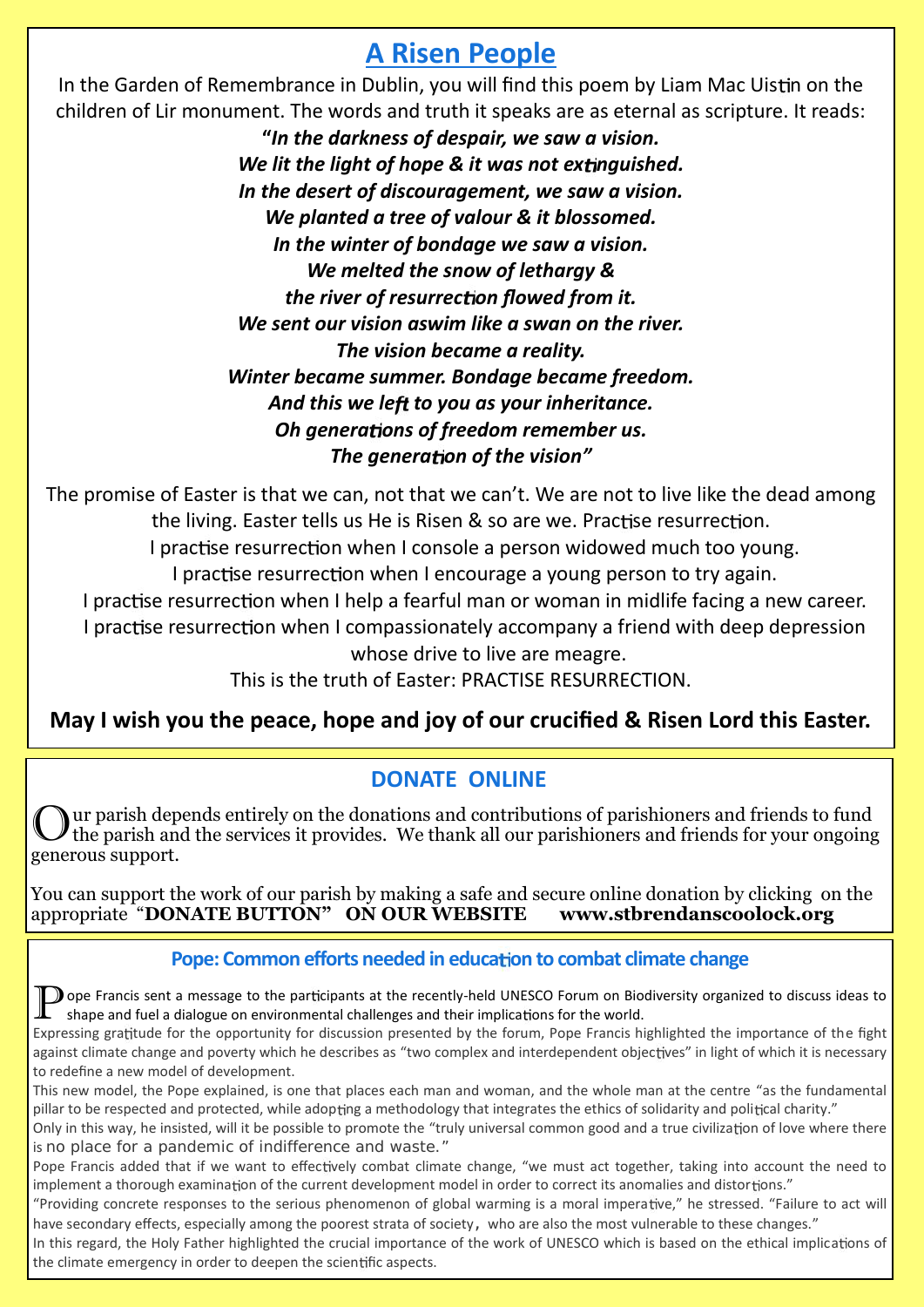## A Risen People

In the Garden of Remembrance in Dublin, you will find this poem by Liam Mac Uistin on the children of Lir monument. The words and truth it speaks are as eternal as scripture. It reads:

***"In the darkness of despair, we saw a vision.***
***We lit the light of hope & it was not extinguished.***
***In the desert of discouragement, we saw a vision.***
***We planted a tree of valour & it blossomed.***
***In the winter of bondage we saw a vision.***
***We melted the snow of lethargy &***
***the river of resurrection flowed from it.***
***We sent our vision aswim like a swan on the river.***
***The vision became a reality.***
***Winter became summer. Bondage became freedom.***
***And this we left to you as your inheritance.***
***Oh generations of freedom remember us.***
***The generation of the vision"***

The promise of Easter is that we can, not that we can't. We are not to live like the dead among the living. Easter tells us He is Risen & so are we. Practise resurrection.

I practise resurrection when I console a person widowed much too young.
I practise resurrection when I encourage a young person to try again.
I practise resurrection when I help a fearful man or woman in midlife facing a new career.
I practise resurrection when I compassionately accompany a friend with deep depression whose drive to live are meagre.

This is the truth of Easter: PRACTISE RESURRECTION.

**May I wish you the peace, hope and joy of our crucified & Risen Lord this Easter.**

## DONATE ONLINE

Our parish depends entirely on the donations and contributions of parishioners and friends to fund the parish and the services it provides. We thank all our parishioners and friends for your ongoing generous support.

You can support the work of our parish by making a safe and secure online donation by clicking on the appropriate "**DONATE BUTTON" ON OUR WEBSITE www.stbrendanscoolock.org**

### Pope: Common efforts needed in education to combat climate change

Pope Francis sent a message to the participants at the recently-held UNESCO Forum on Biodiversity organized to discuss ideas to shape and fuel a dialogue on environmental challenges and their implications for the world.

Expressing gratitude for the opportunity for discussion presented by the forum, Pope Francis highlighted the importance of the fight against climate change and poverty which he describes as "two complex and interdependent objectives" in light of which it is necessary to redefine a new model of development.

This new model, the Pope explained, is one that places each man and woman, and the whole man at the centre "as the fundamental pillar to be respected and protected, while adopting a methodology that integrates the ethics of solidarity and political charity."

Only in this way, he insisted, will it be possible to promote the "truly universal common good and a true civilization of love where there is no place for a pandemic of indifference and waste."

Pope Francis added that if we want to effectively combat climate change, "we must act together, taking into account the need to implement a thorough examination of the current development model in order to correct its anomalies and distortions."

"Providing concrete responses to the serious phenomenon of global warming is a moral imperative," he stressed. "Failure to act will have secondary effects, especially among the poorest strata of society, who are also the most vulnerable to these changes."

In this regard, the Holy Father highlighted the crucial importance of the work of UNESCO which is based on the ethical implications of the climate emergency in order to deepen the scientific aspects.